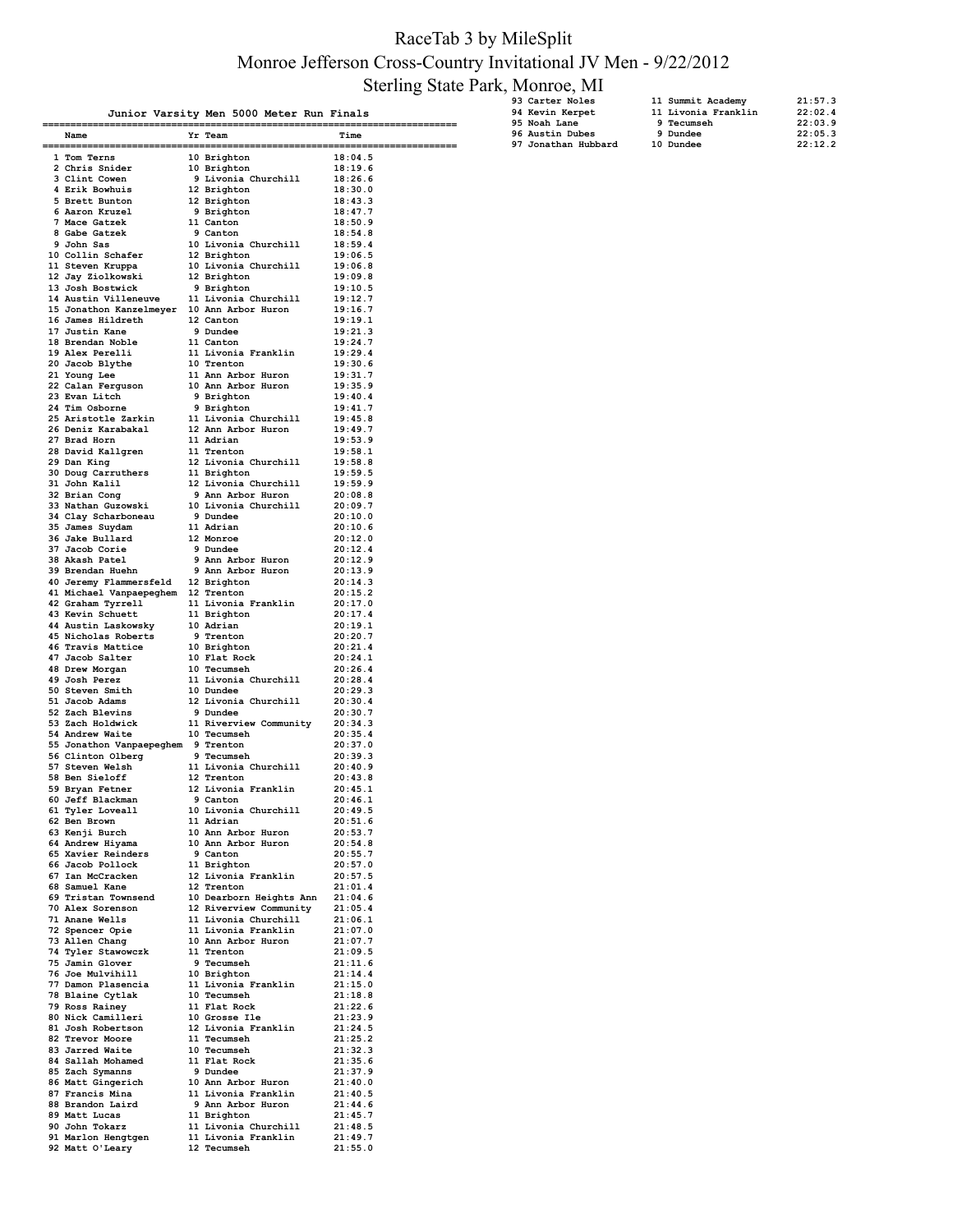# RaceTab 3 by MileSplit

## Monroe Jefferson Cross-Country Invitational JV Men - 9/22/2012

### Sterling State Park, Monroe, MI

**Junior Varsity Men 5000 Meter Run Finals**

| | Name | Yr | Team | Time |
|---|---|---|---|---|
| 1 | Tom Terns | 10 | Brighton | 18:04.5 |
| 2 | Chris Snider | 10 | Brighton | 18:19.6 |
| 3 | Clint Cowen | 9 | Livonia Churchill | 18:26.6 |
| 4 | Erik Bowhuis | 12 | Brighton | 18:30.0 |
| 5 | Brett Bunton | 12 | Brighton | 18:43.3 |
| 6 | Aaron Kruzel | 9 | Brighton | 18:47.7 |
| 7 | Mace Gatzek | 11 | Canton | 18:50.9 |
| 8 | Gabe Gatzek | 9 | Canton | 18:54.8 |
| 9 | John Sas | 10 | Livonia Churchill | 18:59.4 |
| 10 | Collin Schafer | 12 | Brighton | 19:06.5 |
| 11 | Steven Kruppa | 10 | Livonia Churchill | 19:06.8 |
| 12 | Jay Ziolkowski | 12 | Brighton | 19:09.8 |
| 13 | Josh Bostwick | 9 | Brighton | 19:10.5 |
| 14 | Austin Villeneuve | 11 | Livonia Churchill | 19:12.7 |
| 15 | Jonathon Kanzelmeyer | 10 | Ann Arbor Huron | 19:16.7 |
| 16 | James Hildreth | 12 | Canton | 19:19.1 |
| 17 | Justin Kane | 9 | Dundee | 19:21.3 |
| 18 | Brendan Noble | 11 | Canton | 19:24.7 |
| 19 | Alex Perelli | 11 | Livonia Franklin | 19:29.4 |
| 20 | Jacob Blythe | 10 | Trenton | 19:30.6 |
| 21 | Young Lee | 11 | Ann Arbor Huron | 19:31.7 |
| 22 | Calan Ferguson | 10 | Ann Arbor Huron | 19:35.9 |
| 23 | Evan Litch | 9 | Brighton | 19:40.4 |
| 24 | Tim Osborne | 9 | Brighton | 19:41.7 |
| 25 | Aristotle Zarkin | 11 | Livonia Churchill | 19:45.8 |
| 26 | Deniz Karabakal | 12 | Ann Arbor Huron | 19:49.7 |
| 27 | Brad Horn | 11 | Adrian | 19:53.9 |
| 28 | David Kallgren | 11 | Trenton | 19:58.1 |
| 29 | Dan King | 12 | Livonia Churchill | 19:58.8 |
| 30 | Doug Carruthers | 11 | Brighton | 19:59.5 |
| 31 | John Kalil | 12 | Livonia Churchill | 19:59.9 |
| 32 | Brian Cong | 9 | Ann Arbor Huron | 20:08.8 |
| 33 | Nathan Guzowski | 10 | Livonia Churchill | 20:09.7 |
| 34 | Clay Scharboneau | 9 | Dundee | 20:10.0 |
| 35 | James Suydam | 11 | Adrian | 20:10.6 |
| 36 | Jake Bullard | 12 | Monroe | 20:12.0 |
| 37 | Jacob Corie | 9 | Dundee | 20:12.4 |
| 38 | Akash Patel | 9 | Ann Arbor Huron | 20:12.9 |
| 39 | Brendan Huehn | 9 | Ann Arbor Huron | 20:13.9 |
| 40 | Jeremy Flammersfeld | 12 | Brighton | 20:14.3 |
| 41 | Michael Vanpaepeghem | 12 | Trenton | 20:15.2 |
| 42 | Graham Tyrrell | 11 | Livonia Franklin | 20:17.0 |
| 43 | Kevin Schuett | 11 | Brighton | 20:17.4 |
| 44 | Austin Laskowsky | 10 | Adrian | 20:19.1 |
| 45 | Nicholas Roberts | 9 | Trenton | 20:20.7 |
| 46 | Travis Mattice | 10 | Brighton | 20:21.4 |
| 47 | Jacob Salter | 10 | Flat Rock | 20:24.1 |
| 48 | Drew Morgan | 10 | Tecumseh | 20:26.4 |
| 49 | Josh Perez | 11 | Livonia Churchill | 20:28.4 |
| 50 | Steven Smith | 10 | Dundee | 20:29.3 |
| 51 | Jacob Adams | 12 | Livonia Churchill | 20:30.4 |
| 52 | Zach Blevins | 9 | Dundee | 20:30.7 |
| 53 | Zach Holdwick | 11 | Riverview Community | 20:34.3 |
| 54 | Andrew Waite | 10 | Tecumseh | 20:35.4 |
| 55 | Jonathon Vanpaepeghem | 9 | Trenton | 20:37.0 |
| 56 | Clinton Olberg | 9 | Tecumseh | 20:39.3 |
| 57 | Steven Welsh | 11 | Livonia Churchill | 20:40.9 |
| 58 | Ben Sieloff | 12 | Trenton | 20:43.8 |
| 59 | Bryan Fetner | 12 | Livonia Franklin | 20:45.1 |
| 60 | Jeff Blackman | 9 | Canton | 20:46.1 |
| 61 | Tyler Loveall | 10 | Livonia Churchill | 20:49.5 |
| 62 | Ben Brown | 11 | Adrian | 20:51.6 |
| 63 | Kenji Burch | 10 | Ann Arbor Huron | 20:53.7 |
| 64 | Andrew Hiyama | 10 | Ann Arbor Huron | 20:54.8 |
| 65 | Xavier Reinders | 9 | Canton | 20:55.7 |
| 66 | Jacob Pollock | 11 | Brighton | 20:57.0 |
| 67 | Ian McCracken | 12 | Livonia Franklin | 20:57.5 |
| 68 | Samuel Kane | 12 | Trenton | 21:01.4 |
| 69 | Tristan Townsend | 10 | Dearborn Heights Ann | 21:04.6 |
| 70 | Alex Sorenson | 12 | Riverview Community | 21:05.4 |
| 71 | Anane Wells | 11 | Livonia Churchill | 21:06.1 |
| 72 | Spencer Opie | 11 | Livonia Franklin | 21:07.0 |
| 73 | Allen Chang | 10 | Ann Arbor Huron | 21:07.7 |
| 74 | Tyler Stawowczk | 11 | Trenton | 21:09.5 |
| 75 | Jamin Glover | 9 | Tecumseh | 21:11.6 |
| 76 | Joe Mulvihill | 10 | Brighton | 21:14.4 |
| 77 | Damon Plasencia | 11 | Livonia Franklin | 21:15.0 |
| 78 | Blaine Cytlak | 10 | Tecumseh | 21:18.8 |
| 79 | Ross Rainey | 11 | Flat Rock | 21:22.6 |
| 80 | Nick Camilleri | 10 | Grosse Ile | 21:23.9 |
| 81 | Josh Robertson | 12 | Livonia Franklin | 21:24.5 |
| 82 | Trevor Moore | 11 | Tecumseh | 21:25.2 |
| 83 | Jarred Waite | 10 | Tecumseh | 21:32.3 |
| 84 | Sallah Mohamed | 11 | Flat Rock | 21:35.6 |
| 85 | Zach Symanns | 9 | Dundee | 21:37.9 |
| 86 | Matt Gingerich | 10 | Ann Arbor Huron | 21:40.0 |
| 87 | Francis Mina | 11 | Livonia Franklin | 21:40.5 |
| 88 | Brandon Laird | 9 | Ann Arbor Huron | 21:44.6 |
| 89 | Matt Lucas | 11 | Brighton | 21:45.7 |
| 90 | John Tokarz | 11 | Livonia Churchill | 21:48.5 |
| 91 | Marlon Hengtgen | 11 | Livonia Franklin | 21:49.7 |
| 92 | Matt O'Leary | 12 | Tecumseh | 21:55.0 |
| 93 | Carter Noles | 11 | Summit Academy | 21:57.3 |
| 94 | Kevin Kerpet | 11 | Livonia Franklin | 22:02.4 |
| 95 | Noah Lane | 9 | Tecumseh | 22:03.9 |
| 96 | Austin Dubes | 9 | Dundee | 22:05.3 |
| 97 | Jonathan Hubbard | 10 | Dundee | 22:12.2 |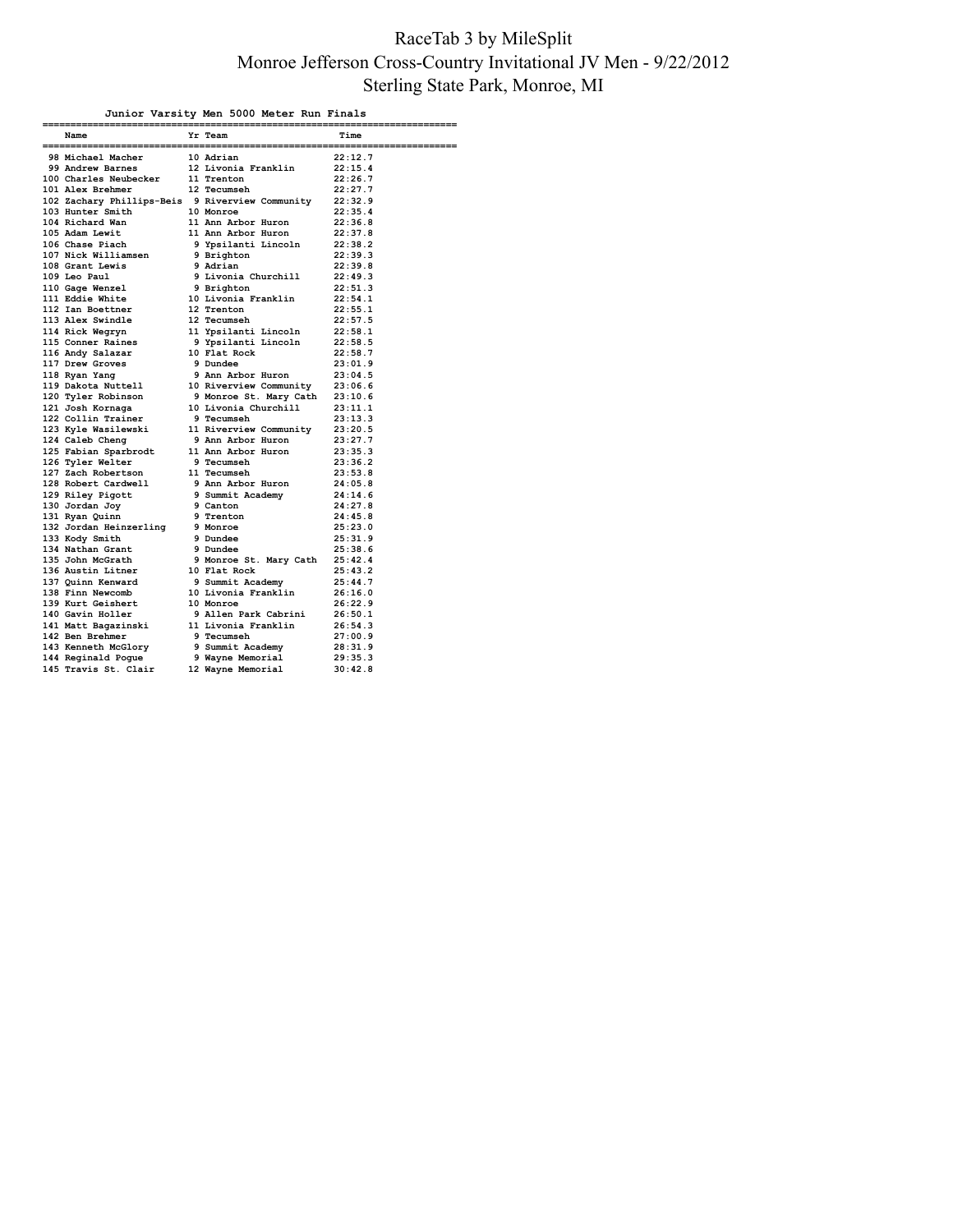# RaceTab 3 by MileSplit
# Monroe Jefferson Cross-Country Invitational JV Men - 9/22/2012
# Sterling State Park, Monroe, MI

**Junior Varsity Men 5000 Meter Run Finals**

| Place | Name | Yr | Team | Time |
|---|---|---|---|---|
| 98 | Michael Macher | 10 | Adrian | 22:12.7 |
| 99 | Andrew Barnes | 12 | Livonia Franklin | 22:15.4 |
| 100 | Charles Neubecker | 11 | Trenton | 22:26.7 |
| 101 | Alex Brehmer | 12 | Tecumseh | 22:27.7 |
| 102 | Zachary Phillips-Beis | 9 | Riverview Community | 22:32.9 |
| 103 | Hunter Smith | 10 | Monroe | 22:35.4 |
| 104 | Richard Wan | 11 | Ann Arbor Huron | 22:36.8 |
| 105 | Adam Lewit | 11 | Ann Arbor Huron | 22:37.8 |
| 106 | Chase Piach | 9 | Ypsilanti Lincoln | 22:38.2 |
| 107 | Nick Williamsen | 9 | Brighton | 22:39.3 |
| 108 | Grant Lewis | 9 | Adrian | 22:39.8 |
| 109 | Leo Paul | 9 | Livonia Churchill | 22:49.3 |
| 110 | Gage Wenzel | 9 | Brighton | 22:51.3 |
| 111 | Eddie White | 10 | Livonia Franklin | 22:54.1 |
| 112 | Ian Boettner | 12 | Trenton | 22:55.1 |
| 113 | Alex Swindle | 12 | Tecumseh | 22:57.5 |
| 114 | Rick Wegryn | 11 | Ypsilanti Lincoln | 22:58.1 |
| 115 | Conner Raines | 9 | Ypsilanti Lincoln | 22:58.5 |
| 116 | Andy Salazar | 10 | Flat Rock | 22:58.7 |
| 117 | Drew Groves | 9 | Dundee | 23:01.9 |
| 118 | Ryan Yang | 9 | Ann Arbor Huron | 23:04.5 |
| 119 | Dakota Nuttell | 10 | Riverview Community | 23:06.6 |
| 120 | Tyler Robinson | 9 | Monroe St. Mary Cath | 23:10.6 |
| 121 | Josh Kornaga | 10 | Livonia Churchill | 23:11.1 |
| 122 | Collin Trainer | 9 | Tecumseh | 23:13.3 |
| 123 | Kyle Wasilewski | 11 | Riverview Community | 23:20.5 |
| 124 | Caleb Cheng | 9 | Ann Arbor Huron | 23:27.7 |
| 125 | Fabian Sparbrodt | 11 | Ann Arbor Huron | 23:35.3 |
| 126 | Tyler Welter | 9 | Tecumseh | 23:36.2 |
| 127 | Zach Robertson | 11 | Tecumseh | 23:53.8 |
| 128 | Robert Cardwell | 9 | Ann Arbor Huron | 24:05.8 |
| 129 | Riley Pigott | 9 | Summit Academy | 24:14.6 |
| 130 | Jordan Joy | 9 | Canton | 24:27.8 |
| 131 | Ryan Quinn | 9 | Trenton | 24:45.8 |
| 132 | Jordan Heinzerling | 9 | Monroe | 25:23.0 |
| 133 | Kody Smith | 9 | Dundee | 25:31.9 |
| 134 | Nathan Grant | 9 | Dundee | 25:38.6 |
| 135 | John McGrath | 9 | Monroe St. Mary Cath | 25:42.4 |
| 136 | Austin Litner | 10 | Flat Rock | 25:43.2 |
| 137 | Quinn Kenward | 9 | Summit Academy | 25:44.7 |
| 138 | Finn Newcomb | 10 | Livonia Franklin | 26:16.0 |
| 139 | Kurt Geishert | 10 | Monroe | 26:22.9 |
| 140 | Gavin Holler | 9 | Allen Park Cabrini | 26:50.1 |
| 141 | Matt Bagazinski | 11 | Livonia Franklin | 26:54.3 |
| 142 | Ben Brehmer | 9 | Tecumseh | 27:00.9 |
| 143 | Kenneth McGlory | 9 | Summit Academy | 28:31.9 |
| 144 | Reginald Pogue | 9 | Wayne Memorial | 29:35.3 |
| 145 | Travis St. Clair | 12 | Wayne Memorial | 30:42.8 |